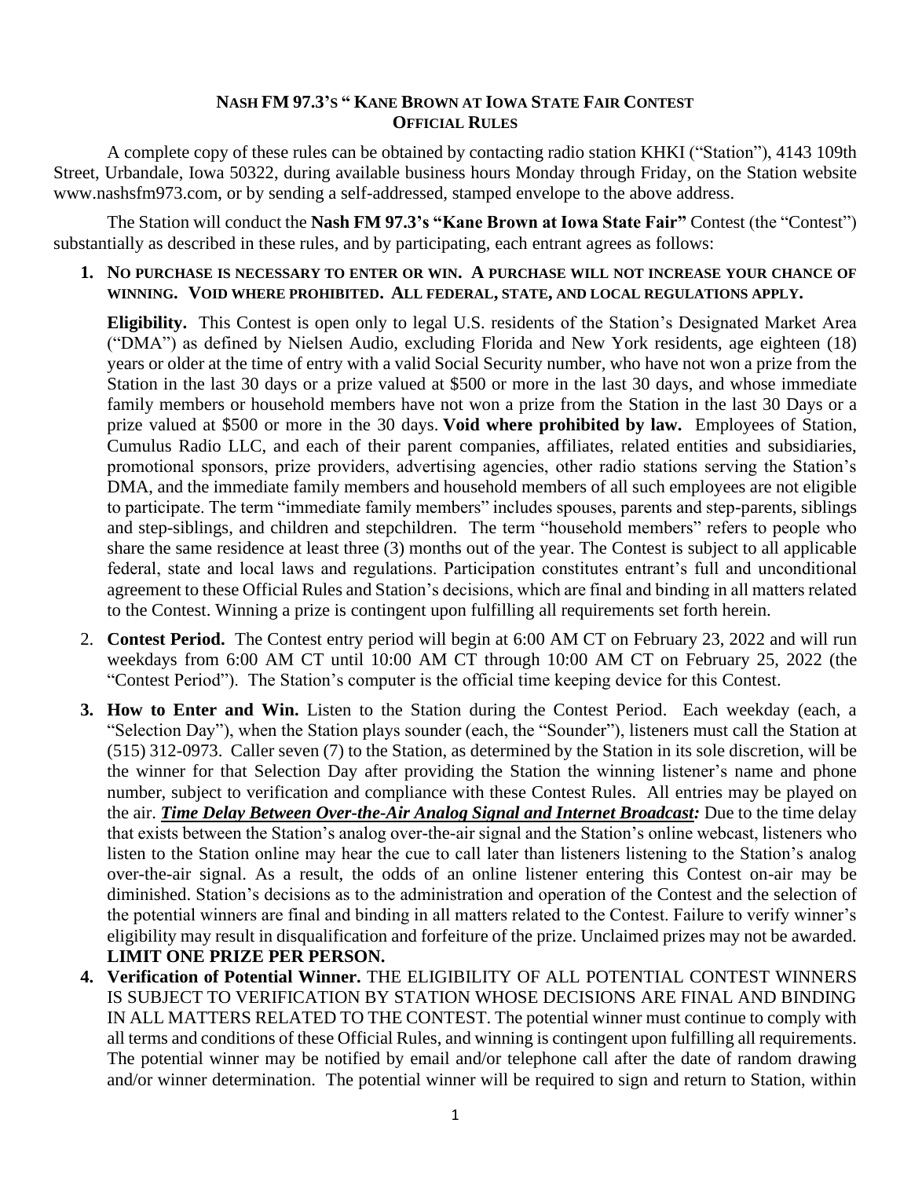# NASH FM 97.3'S " KANE BROWN AT IOWA STATE FAIR CONTEST OFFICIAL RULES

A complete copy of these rules can be obtained by contacting radio station KHKI ("Station"), 4143 109th Street, Urbandale, Iowa 50322, during available business hours Monday through Friday, on the Station website www.nashsfm973.com, or by sending a self-addressed, stamped envelope to the above address.

The Station will conduct the **Nash FM 97.3's "Kane Brown at Iowa State Fair"** Contest (the "Contest") substantially as described in these rules, and by participating, each entrant agrees as follows:

1. **NO PURCHASE IS NECESSARY TO ENTER OR WIN. A PURCHASE WILL NOT INCREASE YOUR CHANCE OF WINNING. VOID WHERE PROHIBITED. ALL FEDERAL, STATE, AND LOCAL REGULATIONS APPLY.**

   **Eligibility.** This Contest is open only to legal U.S. residents of the Station's Designated Market Area ("DMA") as defined by Nielsen Audio, excluding Florida and New York residents, age eighteen (18) years or older at the time of entry with a valid Social Security number, who have not won a prize from the Station in the last 30 days or a prize valued at $500 or more in the last 30 days, and whose immediate family members or household members have not won a prize from the Station in the last 30 Days or a prize valued at $500 or more in the 30 days. **Void where prohibited by law.** Employees of Station, Cumulus Radio LLC, and each of their parent companies, affiliates, related entities and subsidiaries, promotional sponsors, prize providers, advertising agencies, other radio stations serving the Station's DMA, and the immediate family members and household members of all such employees are not eligible to participate. The term "immediate family members" includes spouses, parents and step-parents, siblings and step-siblings, and children and stepchildren. The term "household members" refers to people who share the same residence at least three (3) months out of the year. The Contest is subject to all applicable federal, state and local laws and regulations. Participation constitutes entrant's full and unconditional agreement to these Official Rules and Station's decisions, which are final and binding in all matters related to the Contest. Winning a prize is contingent upon fulfilling all requirements set forth herein.

2. **Contest Period.** The Contest entry period will begin at 6:00 AM CT on February 23, 2022 and will run weekdays from 6:00 AM CT until 10:00 AM CT through 10:00 AM CT on February 25, 2022 (the "Contest Period"). The Station's computer is the official time keeping device for this Contest.

3. **How to Enter and Win.** Listen to the Station during the Contest Period. Each weekday (each, a "Selection Day"), when the Station plays sounder (each, the "Sounder"), listeners must call the Station at (515) 312-0973. Caller seven (7) to the Station, as determined by the Station in its sole discretion, will be the winner for that Selection Day after providing the Station the winning listener's name and phone number, subject to verification and compliance with these Contest Rules. All entries may be played on the air. ***Time Delay Between Over-the-Air Analog Signal and Internet Broadcast:*** Due to the time delay that exists between the Station's analog over-the-air signal and the Station's online webcast, listeners who listen to the Station online may hear the cue to call later than listeners listening to the Station's analog over-the-air signal. As a result, the odds of an online listener entering this Contest on-air may be diminished. Station's decisions as to the administration and operation of the Contest and the selection of the potential winners are final and binding in all matters related to the Contest. Failure to verify winner's eligibility may result in disqualification and forfeiture of the prize. Unclaimed prizes may not be awarded. **LIMIT ONE PRIZE PER PERSON.**

4. **Verification of Potential Winner.** THE ELIGIBILITY OF ALL POTENTIAL CONTEST WINNERS IS SUBJECT TO VERIFICATION BY STATION WHOSE DECISIONS ARE FINAL AND BINDING IN ALL MATTERS RELATED TO THE CONTEST. The potential winner must continue to comply with all terms and conditions of these Official Rules, and winning is contingent upon fulfilling all requirements. The potential winner may be notified by email and/or telephone call after the date of random drawing and/or winner determination. The potential winner will be required to sign and return to Station, within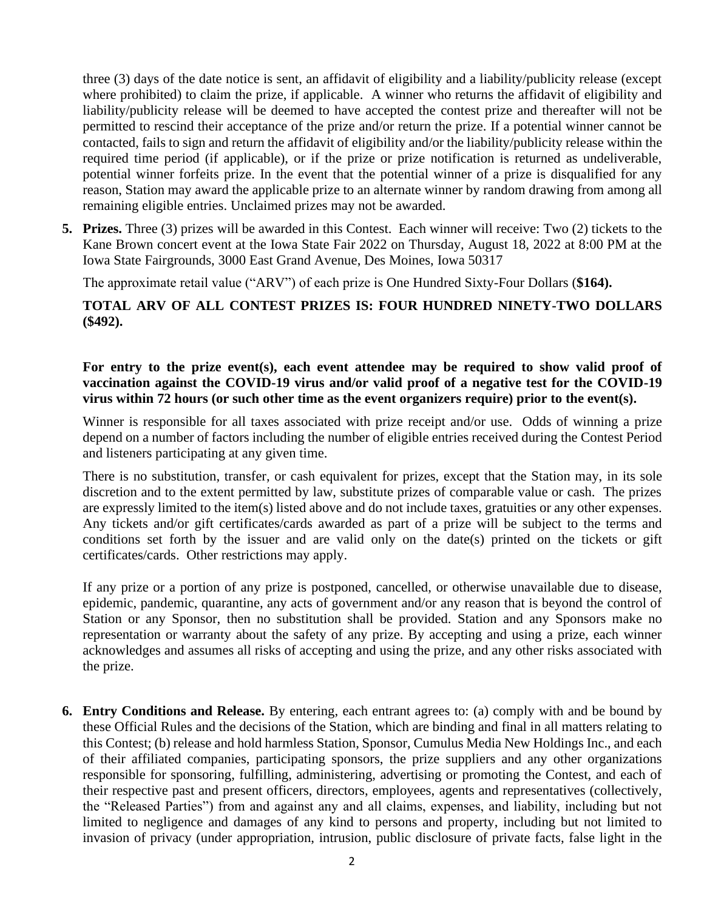three (3) days of the date notice is sent, an affidavit of eligibility and a liability/publicity release (except where prohibited) to claim the prize, if applicable. A winner who returns the affidavit of eligibility and liability/publicity release will be deemed to have accepted the contest prize and thereafter will not be permitted to rescind their acceptance of the prize and/or return the prize. If a potential winner cannot be contacted, fails to sign and return the affidavit of eligibility and/or the liability/publicity release within the required time period (if applicable), or if the prize or prize notification is returned as undeliverable, potential winner forfeits prize. In the event that the potential winner of a prize is disqualified for any reason, Station may award the applicable prize to an alternate winner by random drawing from among all remaining eligible entries. Unclaimed prizes may not be awarded.

5. **Prizes.** Three (3) prizes will be awarded in this Contest. Each winner will receive: Two (2) tickets to the Kane Brown concert event at the Iowa State Fair 2022 on Thursday, August 18, 2022 at 8:00 PM at the Iowa State Fairgrounds, 3000 East Grand Avenue, Des Moines, Iowa 50317

   The approximate retail value ("ARV") of each prize is One Hundred Sixty-Four Dollars (**$164).**

   **TOTAL ARV OF ALL CONTEST PRIZES IS: FOUR HUNDRED NINETY-TWO DOLLARS ($492).**

   **For entry to the prize event(s), each event attendee may be required to show valid proof of vaccination against the COVID-19 virus and/or valid proof of a negative test for the COVID-19 virus within 72 hours (or such other time as the event organizers require) prior to the event(s).**

   Winner is responsible for all taxes associated with prize receipt and/or use. Odds of winning a prize depend on a number of factors including the number of eligible entries received during the Contest Period and listeners participating at any given time.

   There is no substitution, transfer, or cash equivalent for prizes, except that the Station may, in its sole discretion and to the extent permitted by law, substitute prizes of comparable value or cash. The prizes are expressly limited to the item(s) listed above and do not include taxes, gratuities or any other expenses. Any tickets and/or gift certificates/cards awarded as part of a prize will be subject to the terms and conditions set forth by the issuer and are valid only on the date(s) printed on the tickets or gift certificates/cards. Other restrictions may apply.

   If any prize or a portion of any prize is postponed, cancelled, or otherwise unavailable due to disease, epidemic, pandemic, quarantine, any acts of government and/or any reason that is beyond the control of Station or any Sponsor, then no substitution shall be provided. Station and any Sponsors make no representation or warranty about the safety of any prize. By accepting and using a prize, each winner acknowledges and assumes all risks of accepting and using the prize, and any other risks associated with the prize.

6. **Entry Conditions and Release.** By entering, each entrant agrees to: (a) comply with and be bound by these Official Rules and the decisions of the Station, which are binding and final in all matters relating to this Contest; (b) release and hold harmless Station, Sponsor, Cumulus Media New Holdings Inc., and each of their affiliated companies, participating sponsors, the prize suppliers and any other organizations responsible for sponsoring, fulfilling, administering, advertising or promoting the Contest, and each of their respective past and present officers, directors, employees, agents and representatives (collectively, the "Released Parties") from and against any and all claims, expenses, and liability, including but not limited to negligence and damages of any kind to persons and property, including but not limited to invasion of privacy (under appropriation, intrusion, public disclosure of private facts, false light in the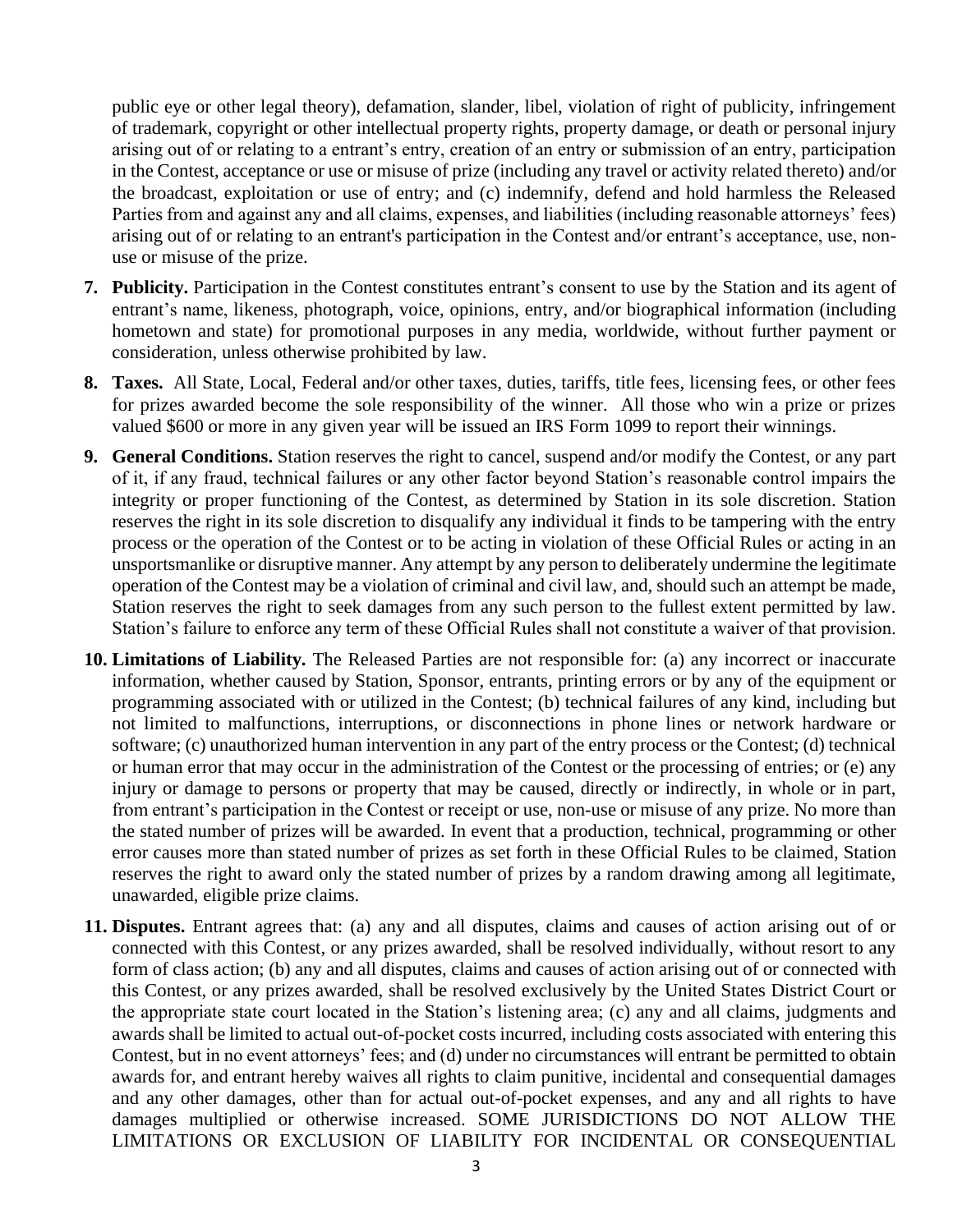public eye or other legal theory), defamation, slander, libel, violation of right of publicity, infringement of trademark, copyright or other intellectual property rights, property damage, or death or personal injury arising out of or relating to a entrant's entry, creation of an entry or submission of an entry, participation in the Contest, acceptance or use or misuse of prize (including any travel or activity related thereto) and/or the broadcast, exploitation or use of entry; and (c) indemnify, defend and hold harmless the Released Parties from and against any and all claims, expenses, and liabilities (including reasonable attorneys' fees) arising out of or relating to an entrant's participation in the Contest and/or entrant's acceptance, use, non-use or misuse of the prize.

7. **Publicity.** Participation in the Contest constitutes entrant's consent to use by the Station and its agent of entrant's name, likeness, photograph, voice, opinions, entry, and/or biographical information (including hometown and state) for promotional purposes in any media, worldwide, without further payment or consideration, unless otherwise prohibited by law.

8. **Taxes.** All State, Local, Federal and/or other taxes, duties, tariffs, title fees, licensing fees, or other fees for prizes awarded become the sole responsibility of the winner. All those who win a prize or prizes valued $600 or more in any given year will be issued an IRS Form 1099 to report their winnings.

9. **General Conditions.** Station reserves the right to cancel, suspend and/or modify the Contest, or any part of it, if any fraud, technical failures or any other factor beyond Station's reasonable control impairs the integrity or proper functioning of the Contest, as determined by Station in its sole discretion. Station reserves the right in its sole discretion to disqualify any individual it finds to be tampering with the entry process or the operation of the Contest or to be acting in violation of these Official Rules or acting in an unsportsmanlike or disruptive manner. Any attempt by any person to deliberately undermine the legitimate operation of the Contest may be a violation of criminal and civil law, and, should such an attempt be made, Station reserves the right to seek damages from any such person to the fullest extent permitted by law. Station's failure to enforce any term of these Official Rules shall not constitute a waiver of that provision.

10. **Limitations of Liability.** The Released Parties are not responsible for: (a) any incorrect or inaccurate information, whether caused by Station, Sponsor, entrants, printing errors or by any of the equipment or programming associated with or utilized in the Contest; (b) technical failures of any kind, including but not limited to malfunctions, interruptions, or disconnections in phone lines or network hardware or software; (c) unauthorized human intervention in any part of the entry process or the Contest; (d) technical or human error that may occur in the administration of the Contest or the processing of entries; or (e) any injury or damage to persons or property that may be caused, directly or indirectly, in whole or in part, from entrant's participation in the Contest or receipt or use, non-use or misuse of any prize. No more than the stated number of prizes will be awarded. In event that a production, technical, programming or other error causes more than stated number of prizes as set forth in these Official Rules to be claimed, Station reserves the right to award only the stated number of prizes by a random drawing among all legitimate, unawarded, eligible prize claims.

11. **Disputes.** Entrant agrees that: (a) any and all disputes, claims and causes of action arising out of or connected with this Contest, or any prizes awarded, shall be resolved individually, without resort to any form of class action; (b) any and all disputes, claims and causes of action arising out of or connected with this Contest, or any prizes awarded, shall be resolved exclusively by the United States District Court or the appropriate state court located in the Station's listening area; (c) any and all claims, judgments and awards shall be limited to actual out-of-pocket costs incurred, including costs associated with entering this Contest, but in no event attorneys' fees; and (d) under no circumstances will entrant be permitted to obtain awards for, and entrant hereby waives all rights to claim punitive, incidental and consequential damages and any other damages, other than for actual out-of-pocket expenses, and any and all rights to have damages multiplied or otherwise increased. SOME JURISDICTIONS DO NOT ALLOW THE LIMITATIONS OR EXCLUSION OF LIABILITY FOR INCIDENTAL OR CONSEQUENTIAL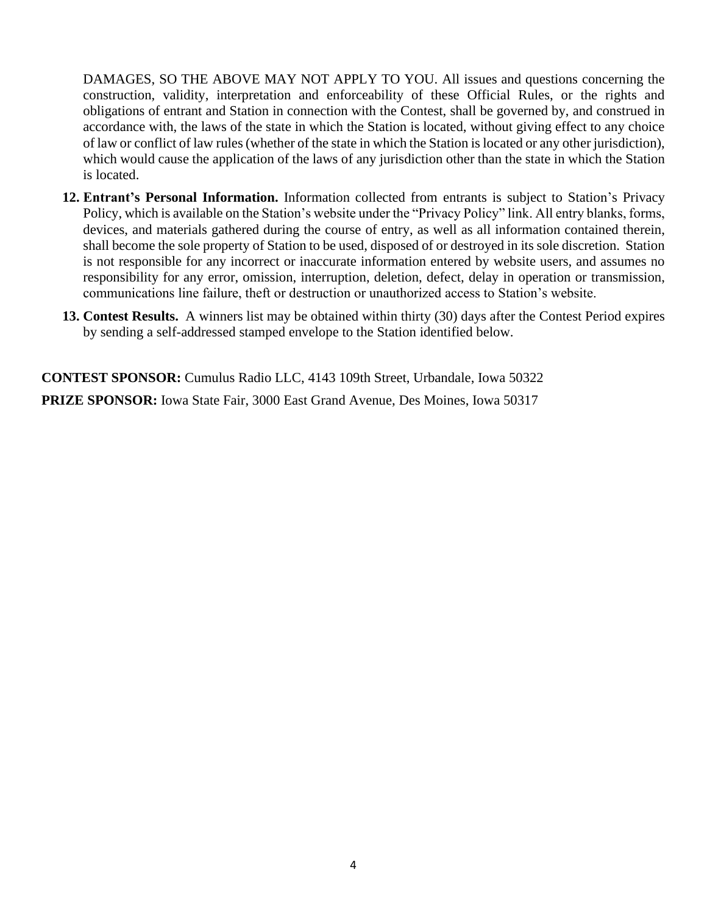DAMAGES, SO THE ABOVE MAY NOT APPLY TO YOU. All issues and questions concerning the construction, validity, interpretation and enforceability of these Official Rules, or the rights and obligations of entrant and Station in connection with the Contest, shall be governed by, and construed in accordance with, the laws of the state in which the Station is located, without giving effect to any choice of law or conflict of law rules (whether of the state in which the Station is located or any other jurisdiction), which would cause the application of the laws of any jurisdiction other than the state in which the Station is located.

12. **Entrant's Personal Information.** Information collected from entrants is subject to Station's Privacy Policy, which is available on the Station's website under the "Privacy Policy" link. All entry blanks, forms, devices, and materials gathered during the course of entry, as well as all information contained therein, shall become the sole property of Station to be used, disposed of or destroyed in its sole discretion. Station is not responsible for any incorrect or inaccurate information entered by website users, and assumes no responsibility for any error, omission, interruption, deletion, defect, delay in operation or transmission, communications line failure, theft or destruction or unauthorized access to Station's website.

13. **Contest Results.** A winners list may be obtained within thirty (30) days after the Contest Period expires by sending a self-addressed stamped envelope to the Station identified below.

**CONTEST SPONSOR:** Cumulus Radio LLC, 4143 109th Street, Urbandale, Iowa 50322

**PRIZE SPONSOR:** Iowa State Fair, 3000 East Grand Avenue, Des Moines, Iowa 50317